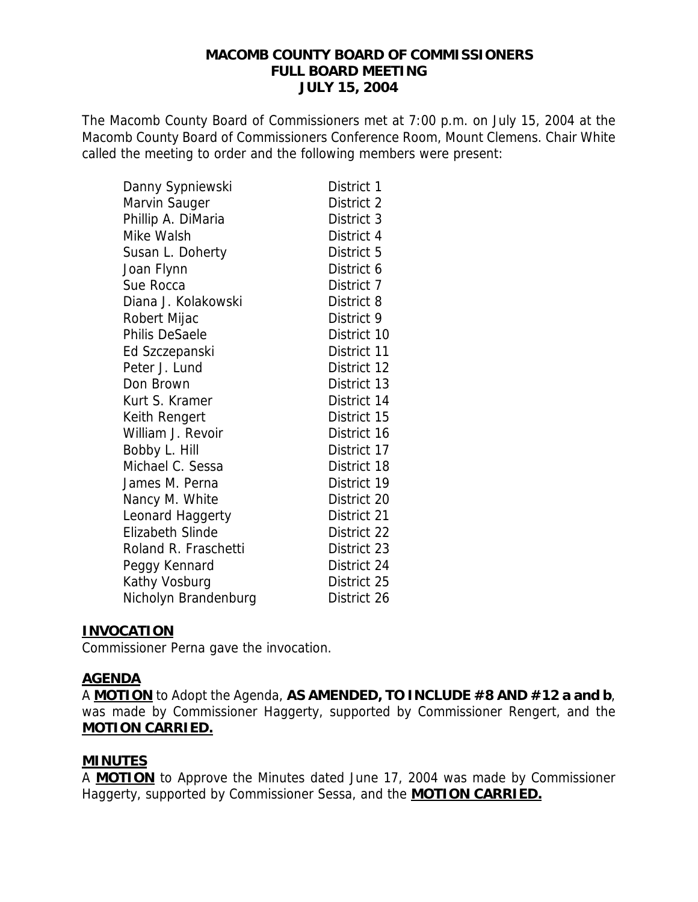# MACOMB COUNTY BOARD OF COMMISSIONERS
## FULL BOARD MEETING
## JULY 15, 2004

The Macomb County Board of Commissioners met at 7:00 p.m. on July 15, 2004 at the Macomb County Board of Commissioners Conference Room, Mount Clemens. Chair White called the meeting to order and the following members were present:

| | |
|---|---|
| Danny Sypniewski | District 1 |
| Marvin Sauger | District 2 |
| Phillip A. DiMaria | District 3 |
| Mike Walsh | District 4 |
| Susan L. Doherty | District 5 |
| Joan Flynn | District 6 |
| Sue Rocca | District 7 |
| Diana J. Kolakowski | District 8 |
| Robert Mijac | District 9 |
| Philis DeSaele | District 10 |
| Ed Szczepanski | District 11 |
| Peter J. Lund | District 12 |
| Don Brown | District 13 |
| Kurt S. Kramer | District 14 |
| Keith Rengert | District 15 |
| William J. Revoir | District 16 |
| Bobby L. Hill | District 17 |
| Michael C. Sessa | District 18 |
| James M. Perna | District 19 |
| Nancy M. White | District 20 |
| Leonard Haggerty | District 21 |
| Elizabeth Slinde | District 22 |
| Roland R. Fraschetti | District 23 |
| Peggy Kennard | District 24 |
| Kathy Vosburg | District 25 |
| Nicholyn Brandenburg | District 26 |

### INVOCATION

Commissioner Perna gave the invocation.

### AGENDA

A **MOTION** to Adopt the Agenda, **AS AMENDED, TO INCLUDE #8 AND #12 a and b**, was made by Commissioner Haggerty, supported by Commissioner Rengert, and the **MOTION CARRIED.**

### MINUTES

A **MOTION** to Approve the Minutes dated June 17, 2004 was made by Commissioner Haggerty, supported by Commissioner Sessa, and the **MOTION CARRIED.**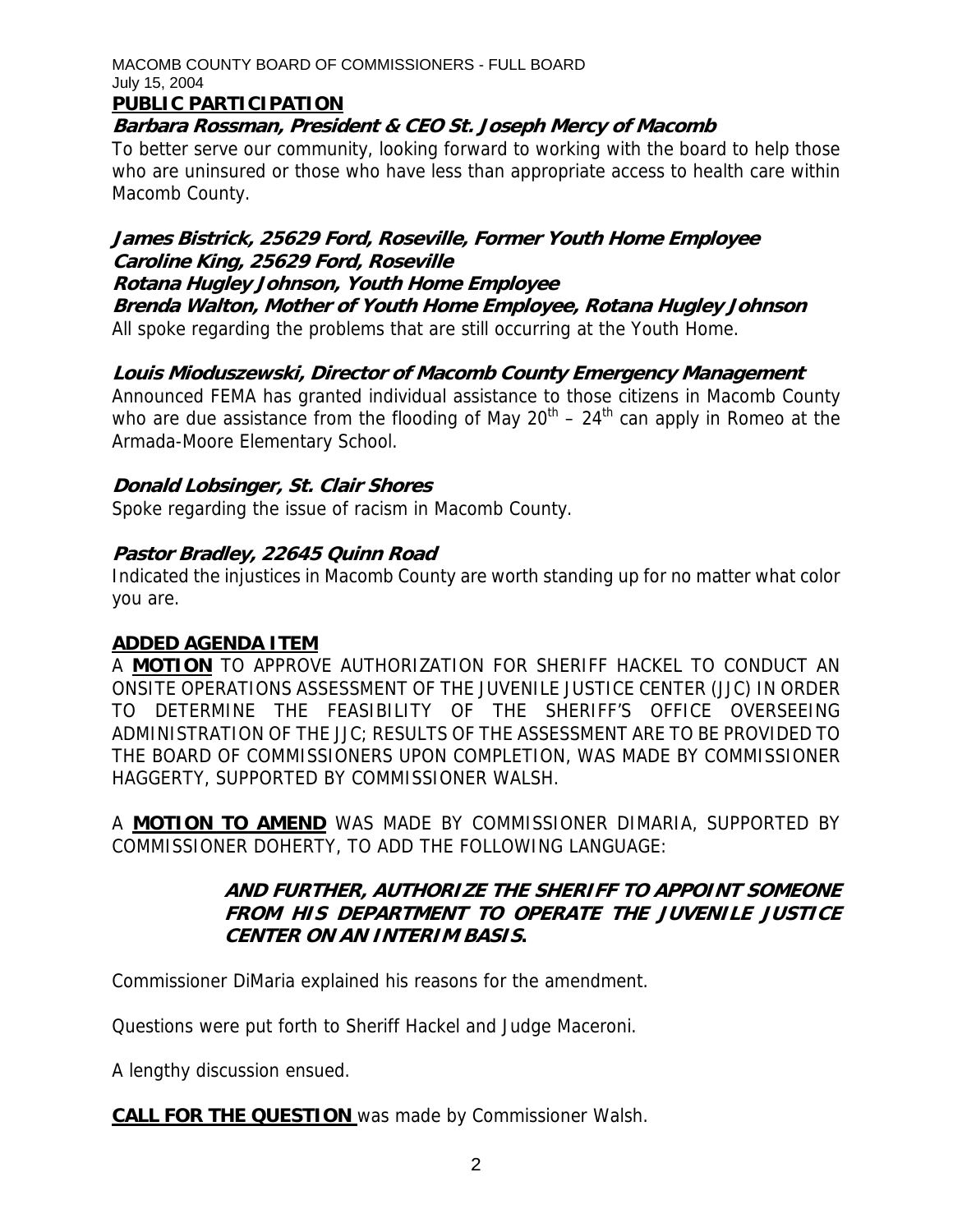## PUBLIC PARTICIPATION

***Barbara Rossman, President & CEO St. Joseph Mercy of Macomb***

To better serve our community, looking forward to working with the board to help those who are uninsured or those who have less than appropriate access to health care within Macomb County.

***James Bistrick, 25629 Ford, Roseville, Former Youth Home Employee***
***Caroline King, 25629 Ford, Roseville***
***Rotana Hugley Johnson, Youth Home Employee***
***Brenda Walton, Mother of Youth Home Employee, Rotana Hugley Johnson***

All spoke regarding the problems that are still occurring at the Youth Home.

***Louis Mioduszewski, Director of Macomb County Emergency Management***

Announced FEMA has granted individual assistance to those citizens in Macomb County who are due assistance from the flooding of May 20th – 24th can apply in Romeo at the Armada-Moore Elementary School.

***Donald Lobsinger, St. Clair Shores***

Spoke regarding the issue of racism in Macomb County.

***Pastor Bradley, 22645 Quinn Road***

Indicated the injustices in Macomb County are worth standing up for no matter what color you are.

## ADDED AGENDA ITEM

A **MOTION** TO APPROVE AUTHORIZATION FOR SHERIFF HACKEL TO CONDUCT AN ONSITE OPERATIONS ASSESSMENT OF THE JUVENILE JUSTICE CENTER (JJC) IN ORDER TO DETERMINE THE FEASIBILITY OF THE SHERIFF'S OFFICE OVERSEEING ADMINISTRATION OF THE JJC; RESULTS OF THE ASSESSMENT ARE TO BE PROVIDED TO THE BOARD OF COMMISSIONERS UPON COMPLETION, WAS MADE BY COMMISSIONER HAGGERTY, SUPPORTED BY COMMISSIONER WALSH.

A **MOTION TO AMEND** WAS MADE BY COMMISSIONER DIMARIA, SUPPORTED BY COMMISSIONER DOHERTY, TO ADD THE FOLLOWING LANGUAGE:

> ***AND FURTHER, AUTHORIZE THE SHERIFF TO APPOINT SOMEONE FROM HIS DEPARTMENT TO OPERATE THE JUVENILE JUSTICE CENTER ON AN INTERIM BASIS.***

Commissioner DiMaria explained his reasons for the amendment.

Questions were put forth to Sheriff Hackel and Judge Maceroni.

A lengthy discussion ensued.

**CALL FOR THE QUESTION** was made by Commissioner Walsh.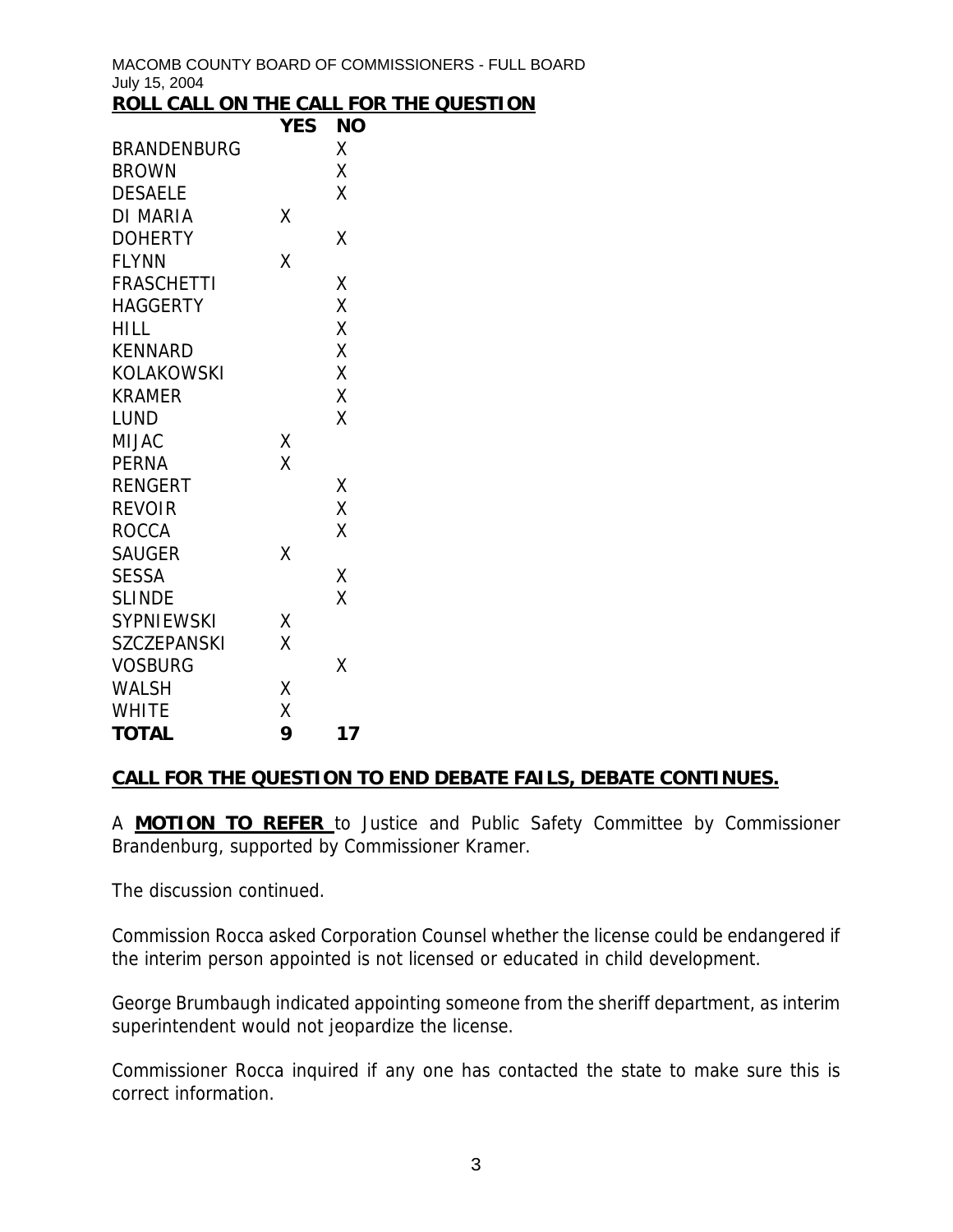MACOMB COUNTY BOARD OF COMMISSIONERS - FULL BOARD
July 15, 2004

**ROLL CALL ON THE CALL FOR THE QUESTION**

| | YES | NO |
|---|---|---|
| BRANDENBURG | | X |
| BROWN | | X |
| DESAELE | | X |
| DI MARIA | X | |
| DOHERTY | | X |
| FLYNN | X | |
| FRASCHETTI | | X |
| HAGGERTY | | X |
| HILL | | X |
| KENNARD | | X |
| KOLAKOWSKI | | X |
| KRAMER | | X |
| LUND | | X |
| MIJAC | X | |
| PERNA | X | |
| RENGERT | | X |
| REVOIR | | X |
| ROCCA | | X |
| SAUGER | X | |
| SESSA | | X |
| SLINDE | | X |
| SYPNIEWSKI | X | |
| SZCZEPANSKI | X | |
| VOSBURG | | X |
| WALSH | X | |
| WHITE | X | |
| **TOTAL** | **9** | **17** |

**CALL FOR THE QUESTION TO END DEBATE FAILS, DEBATE CONTINUES.**

A **MOTION TO REFER** to Justice and Public Safety Committee by Commissioner Brandenburg, supported by Commissioner Kramer.

The discussion continued.

Commission Rocca asked Corporation Counsel whether the license could be endangered if the interim person appointed is not licensed or educated in child development.

George Brumbaugh indicated appointing someone from the sheriff department, as interim superintendent would not jeopardize the license.

Commissioner Rocca inquired if any one has contacted the state to make sure this is correct information.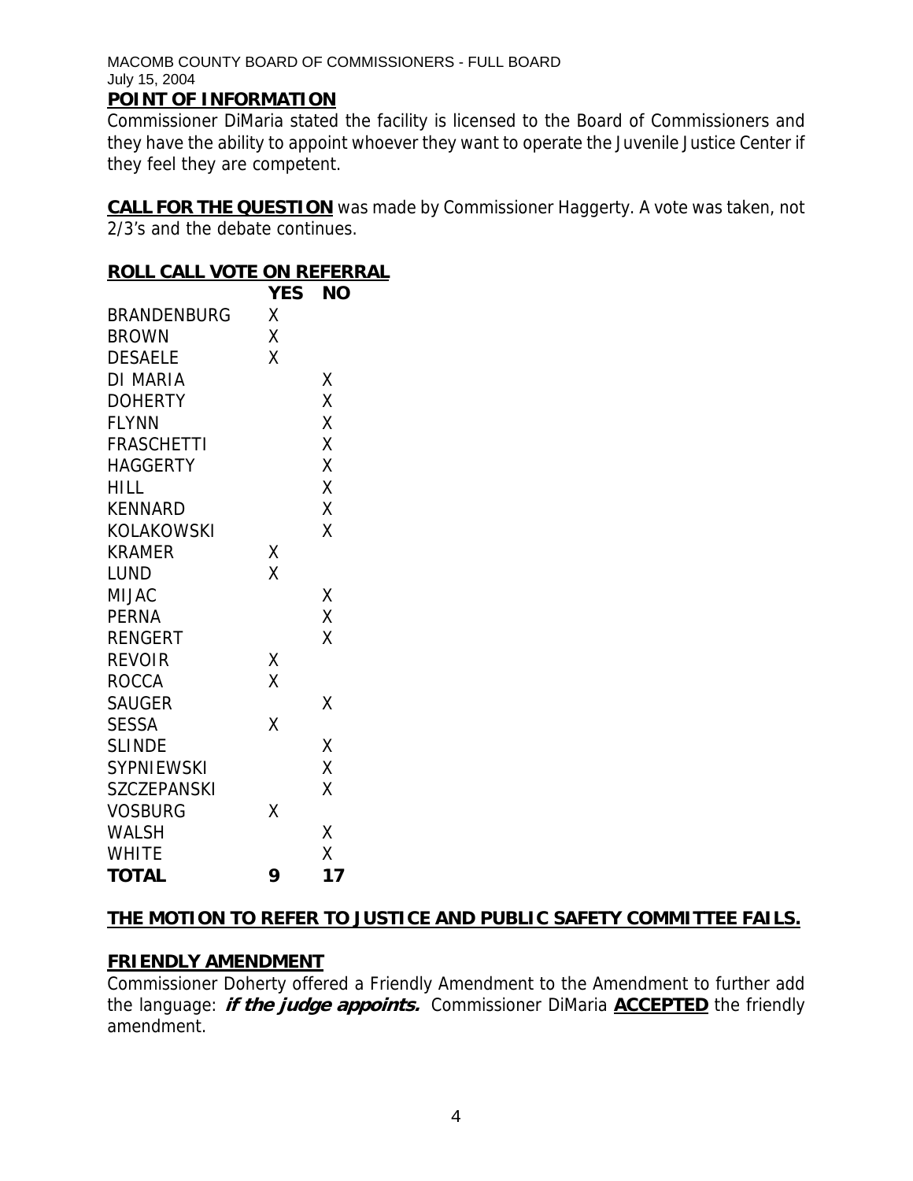**POINT OF INFORMATION**

Commissioner DiMaria stated the facility is licensed to the Board of Commissioners and they have the ability to appoint whoever they want to operate the Juvenile Justice Center if they feel they are competent.

**CALL FOR THE QUESTION** was made by Commissioner Haggerty. A vote was taken, not 2/3's and the debate continues.

**ROLL CALL VOTE ON REFERRAL**

| | YES | NO |
|---|---|---|
| BRANDENBURG | X | |
| BROWN | X | |
| DESAELE | X | |
| DI MARIA | | X |
| DOHERTY | | X |
| FLYNN | | X |
| FRASCHETTI | | X |
| HAGGERTY | | X |
| HILL | | X |
| KENNARD | | X |
| KOLAKOWSKI | | X |
| KRAMER | X | |
| LUND | X | |
| MIJAC | | X |
| PERNA | | X |
| RENGERT | | X |
| REVOIR | X | |
| ROCCA | X | |
| SAUGER | | X |
| SESSA | X | |
| SLINDE | | X |
| SYPNIEWSKI | | X |
| SZCZEPANSKI | | X |
| VOSBURG | X | |
| WALSH | | X |
| WHITE | | X |
| **TOTAL** | **9** | **17** |

**THE MOTION TO REFER TO JUSTICE AND PUBLIC SAFETY COMMITTEE FAILS.**

**FRIENDLY AMENDMENT**

Commissioner Doherty offered a Friendly Amendment to the Amendment to further add the language: ***if the judge appoints.*** Commissioner DiMaria **ACCEPTED** the friendly amendment.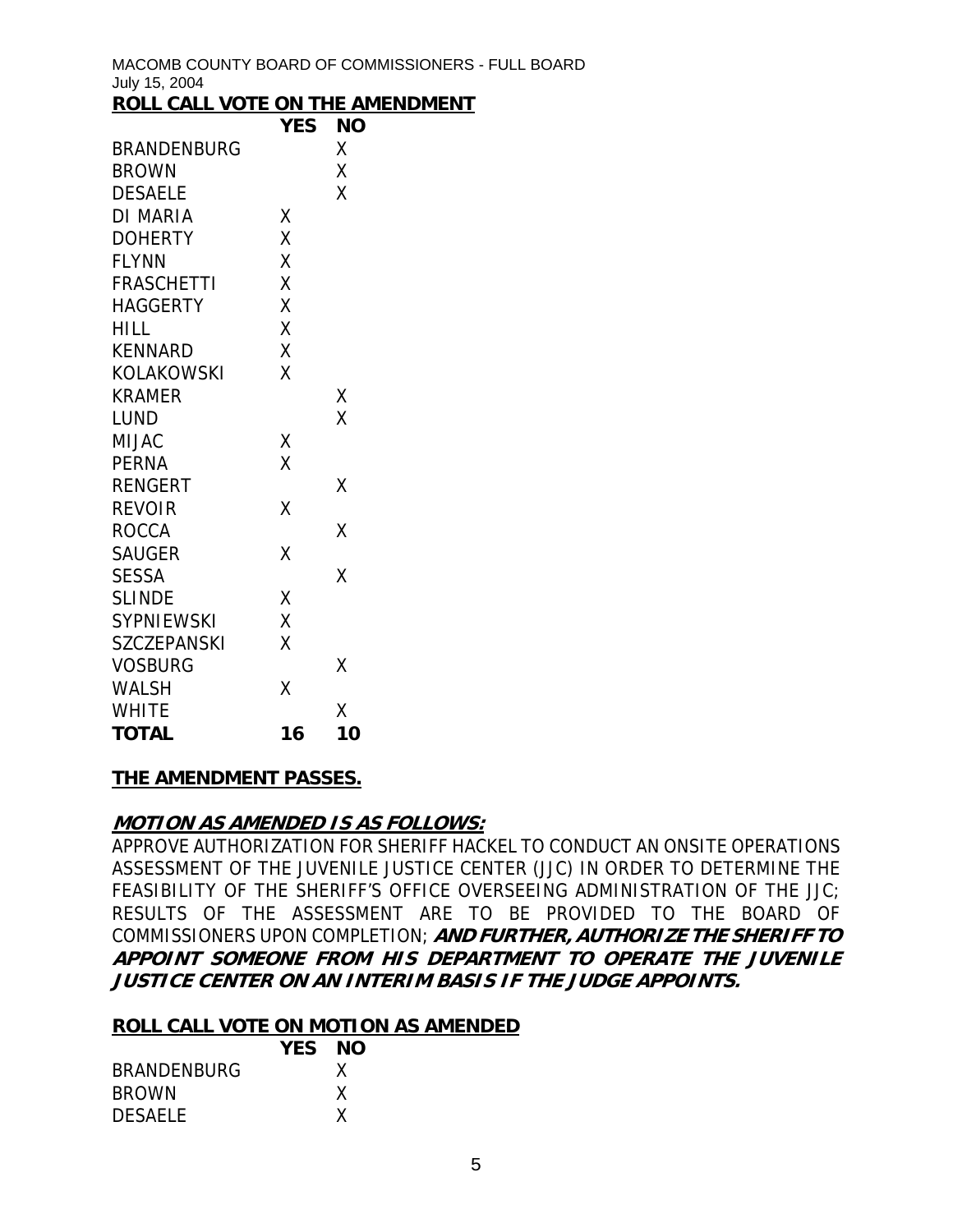**ROLL CALL VOTE ON THE AMENDMENT**

| | YES | NO |
|---|---|---|
| BRANDENBURG | | X |
| BROWN | | X |
| DESAELE | | X |
| DI MARIA | X | |
| DOHERTY | X | |
| FLYNN | X | |
| FRASCHETTI | X | |
| HAGGERTY | X | |
| HILL | X | |
| KENNARD | X | |
| KOLAKOWSKI | X | |
| KRAMER | | X |
| LUND | | X |
| MIJAC | X | |
| PERNA | X | |
| RENGERT | | X |
| REVOIR | X | |
| ROCCA | | X |
| SAUGER | X | |
| SESSA | | X |
| SLINDE | X | |
| SYPNIEWSKI | X | |
| SZCZEPANSKI | X | |
| VOSBURG | | X |
| WALSH | X | |
| WHITE | | X |
| **TOTAL** | **16** | **10** |

**THE AMENDMENT PASSES.**

***MOTION AS AMENDED IS AS FOLLOWS:***

APPROVE AUTHORIZATION FOR SHERIFF HACKEL TO CONDUCT AN ONSITE OPERATIONS ASSESSMENT OF THE JUVENILE JUSTICE CENTER (JJC) IN ORDER TO DETERMINE THE FEASIBILITY OF THE SHERIFF'S OFFICE OVERSEEING ADMINISTRATION OF THE JJC; RESULTS OF THE ASSESSMENT ARE TO BE PROVIDED TO THE BOARD OF COMMISSIONERS UPON COMPLETION; ***AND FURTHER, AUTHORIZE THE SHERIFF TO APPOINT SOMEONE FROM HIS DEPARTMENT TO OPERATE THE JUVENILE JUSTICE CENTER ON AN INTERIM BASIS IF THE JUDGE APPOINTS.***

**ROLL CALL VOTE ON MOTION AS AMENDED**

| | YES | NO |
|---|---|---|
| BRANDENBURG | | X |
| BROWN | | X |
| DESAELE | | X |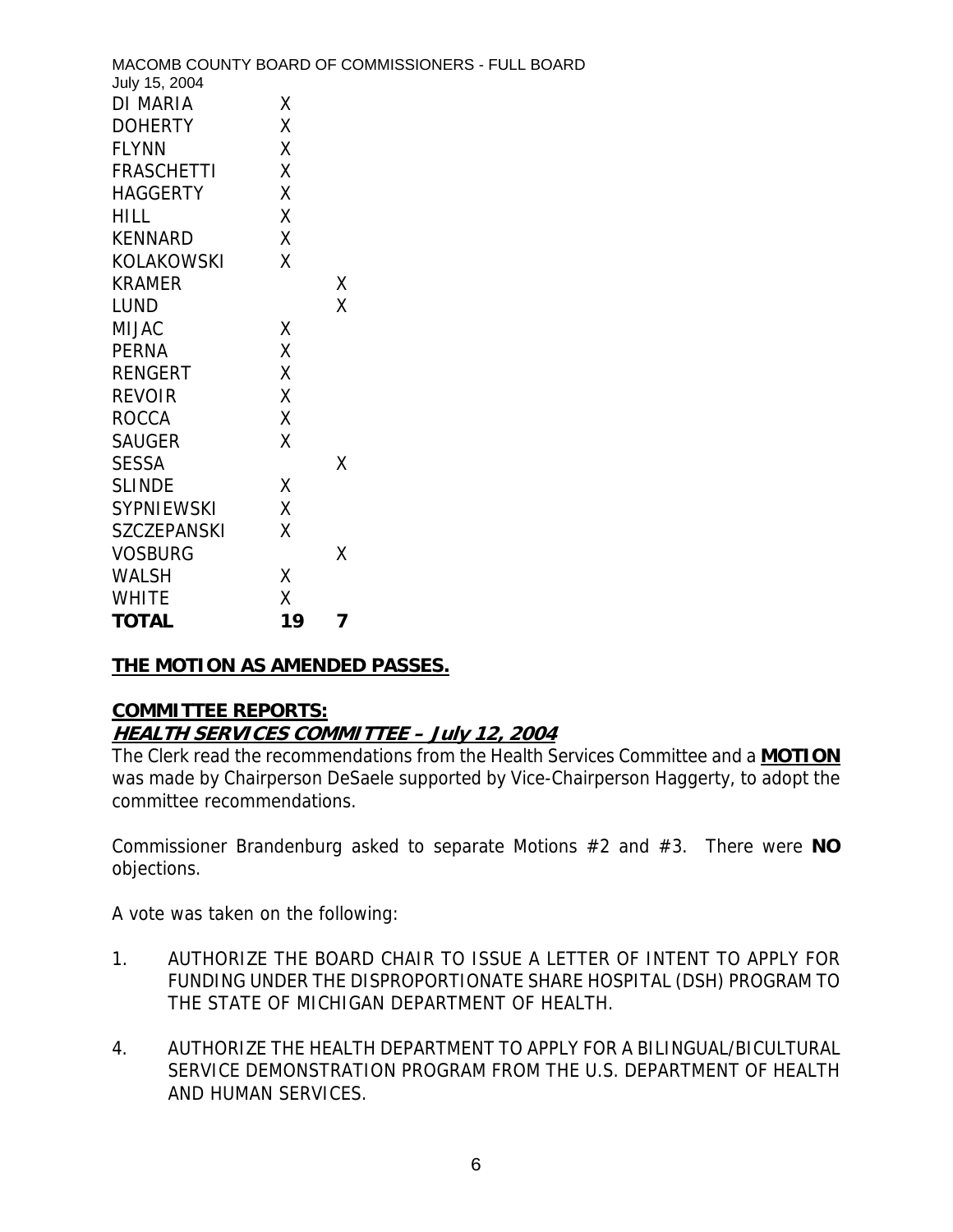| | | |
|---|---|---|
| DI MARIA | X | |
| DOHERTY | X | |
| FLYNN | X | |
| FRASCHETTI | X | |
| HAGGERTY | X | |
| HILL | X | |
| KENNARD | X | |
| KOLAKOWSKI | X | |
| KRAMER | | X |
| LUND | | X |
| MIJAC | X | |
| PERNA | X | |
| RENGERT | X | |
| REVOIR | X | |
| ROCCA | X | |
| SAUGER | X | |
| SESSA | | X |
| SLINDE | X | |
| SYPNIEWSKI | X | |
| SZCZEPANSKI | X | |
| VOSBURG | | X |
| WALSH | X | |
| WHITE | X | |
| **TOTAL** | **19** | **7** |

**THE MOTION AS AMENDED PASSES.**

**COMMITTEE REPORTS:**

***HEALTH SERVICES COMMITTEE – July 12, 2004***

The Clerk read the recommendations from the Health Services Committee and a **MOTION** was made by Chairperson DeSaele supported by Vice-Chairperson Haggerty, to adopt the committee recommendations.

Commissioner Brandenburg asked to separate Motions #2 and #3. There were **NO** objections.

A vote was taken on the following:

1. AUTHORIZE THE BOARD CHAIR TO ISSUE A LETTER OF INTENT TO APPLY FOR FUNDING UNDER THE DISPROPORTIONATE SHARE HOSPITAL (DSH) PROGRAM TO THE STATE OF MICHIGAN DEPARTMENT OF HEALTH.

4. AUTHORIZE THE HEALTH DEPARTMENT TO APPLY FOR A BILINGUAL/BICULTURAL SERVICE DEMONSTRATION PROGRAM FROM THE U.S. DEPARTMENT OF HEALTH AND HUMAN SERVICES.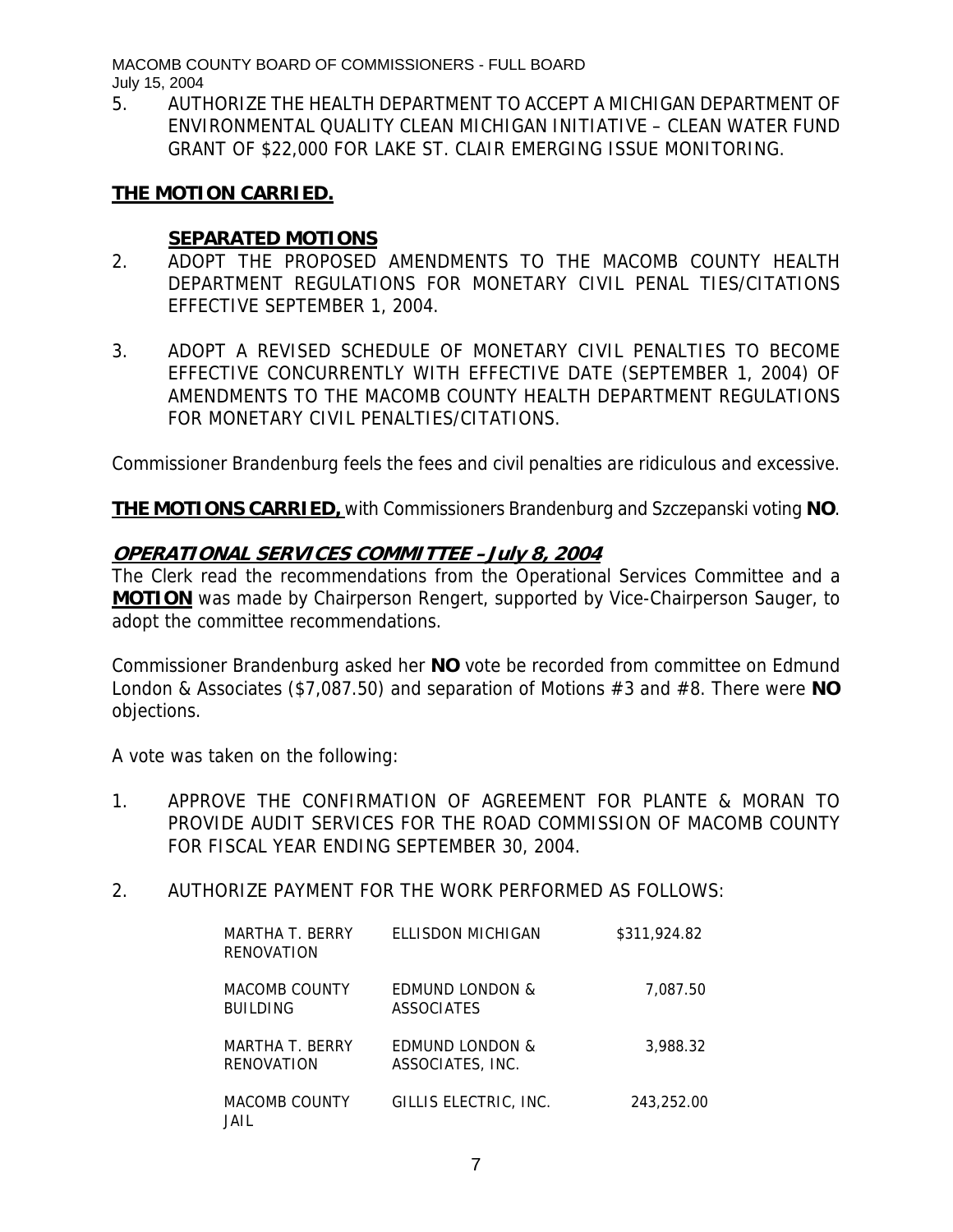5. AUTHORIZE THE HEALTH DEPARTMENT TO ACCEPT A MICHIGAN DEPARTMENT OF ENVIRONMENTAL QUALITY CLEAN MICHIGAN INITIATIVE – CLEAN WATER FUND GRANT OF $22,000 FOR LAKE ST. CLAIR EMERGING ISSUE MONITORING.

**THE MOTION CARRIED.**

**SEPARATED MOTIONS**

2. ADOPT THE PROPOSED AMENDMENTS TO THE MACOMB COUNTY HEALTH DEPARTMENT REGULATIONS FOR MONETARY CIVIL PENAL TIES/CITATIONS EFFECTIVE SEPTEMBER 1, 2004.

3. ADOPT A REVISED SCHEDULE OF MONETARY CIVIL PENALTIES TO BECOME EFFECTIVE CONCURRENTLY WITH EFFECTIVE DATE (SEPTEMBER 1, 2004) OF AMENDMENTS TO THE MACOMB COUNTY HEALTH DEPARTMENT REGULATIONS FOR MONETARY CIVIL PENALTIES/CITATIONS.

Commissioner Brandenburg feels the fees and civil penalties are ridiculous and excessive.

**THE MOTIONS CARRIED,** with Commissioners Brandenburg and Szczepanski voting **NO**.

## OPERATIONAL SERVICES COMMITTEE – July 8, 2004

The Clerk read the recommendations from the Operational Services Committee and a **MOTION** was made by Chairperson Rengert, supported by Vice-Chairperson Sauger, to adopt the committee recommendations.

Commissioner Brandenburg asked her **NO** vote be recorded from committee on Edmund London & Associates ($7,087.50) and separation of Motions #3 and #8. There were **NO** objections.

A vote was taken on the following:

1. APPROVE THE CONFIRMATION OF AGREEMENT FOR PLANTE & MORAN TO PROVIDE AUDIT SERVICES FOR THE ROAD COMMISSION OF MACOMB COUNTY FOR FISCAL YEAR ENDING SEPTEMBER 30, 2004.

2. AUTHORIZE PAYMENT FOR THE WORK PERFORMED AS FOLLOWS:

| | | |
|---|---|---|
| MARTHA T. BERRY RENOVATION | ELLISDON MICHIGAN | $311,924.82 |
| MACOMB COUNTY BUILDING | EDMUND LONDON & ASSOCIATES | 7,087.50 |
| MARTHA T. BERRY RENOVATION | EDMUND LONDON & ASSOCIATES, INC. | 3,988.32 |
| MACOMB COUNTY JAIL | GILLIS ELECTRIC, INC. | 243,252.00 |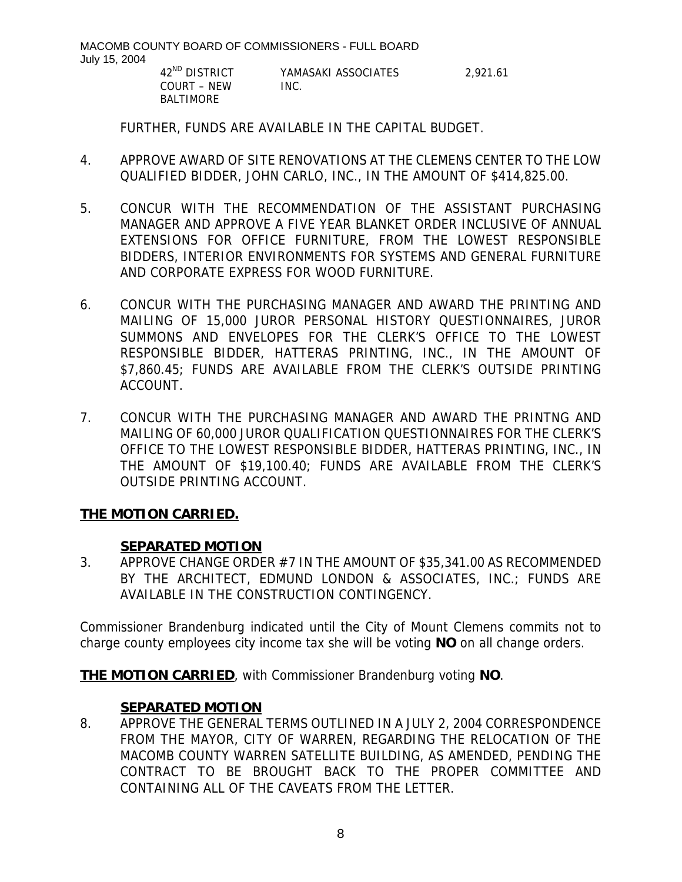| 42[ND] DISTRICT COURT – NEW BALTIMORE | YAMASAKI ASSOCIATES INC. | 2,921.61 |
|---|---|---|

FURTHER, FUNDS ARE AVAILABLE IN THE CAPITAL BUDGET.

4. APPROVE AWARD OF SITE RENOVATIONS AT THE CLEMENS CENTER TO THE LOW QUALIFIED BIDDER, JOHN CARLO, INC., IN THE AMOUNT OF $414,825.00.

5. CONCUR WITH THE RECOMMENDATION OF THE ASSISTANT PURCHASING MANAGER AND APPROVE A FIVE YEAR BLANKET ORDER INCLUSIVE OF ANNUAL EXTENSIONS FOR OFFICE FURNITURE, FROM THE LOWEST RESPONSIBLE BIDDERS, INTERIOR ENVIRONMENTS FOR SYSTEMS AND GENERAL FURNITURE AND CORPORATE EXPRESS FOR WOOD FURNITURE.

6. CONCUR WITH THE PURCHASING MANAGER AND AWARD THE PRINTING AND MAILING OF 15,000 JUROR PERSONAL HISTORY QUESTIONNAIRES, JUROR SUMMONS AND ENVELOPES FOR THE CLERK'S OFFICE TO THE LOWEST RESPONSIBLE BIDDER, HATTERAS PRINTING, INC., IN THE AMOUNT OF $7,860.45; FUNDS ARE AVAILABLE FROM THE CLERK'S OUTSIDE PRINTING ACCOUNT.

7. CONCUR WITH THE PURCHASING MANAGER AND AWARD THE PRINTNG AND MAILING OF 60,000 JUROR QUALIFICATION QUESTIONNAIRES FOR THE CLERK'S OFFICE TO THE LOWEST RESPONSIBLE BIDDER, HATTERAS PRINTING, INC., IN THE AMOUNT OF $19,100.40; FUNDS ARE AVAILABLE FROM THE CLERK'S OUTSIDE PRINTING ACCOUNT.

**THE MOTION CARRIED.**

**SEPARATED MOTION**

3. APPROVE CHANGE ORDER #7 IN THE AMOUNT OF $35,341.00 AS RECOMMENDED BY THE ARCHITECT, EDMUND LONDON & ASSOCIATES, INC.; FUNDS ARE AVAILABLE IN THE CONSTRUCTION CONTINGENCY.

Commissioner Brandenburg indicated until the City of Mount Clemens commits not to charge county employees city income tax she will be voting **NO** on all change orders.

**THE MOTION CARRIED**, with Commissioner Brandenburg voting **NO**.

**SEPARATED MOTION**

8. APPROVE THE GENERAL TERMS OUTLINED IN A JULY 2, 2004 CORRESPONDENCE FROM THE MAYOR, CITY OF WARREN, REGARDING THE RELOCATION OF THE MACOMB COUNTY WARREN SATELLITE BUILDING, AS AMENDED, PENDING THE CONTRACT TO BE BROUGHT BACK TO THE PROPER COMMITTEE AND CONTAINING ALL OF THE CAVEATS FROM THE LETTER.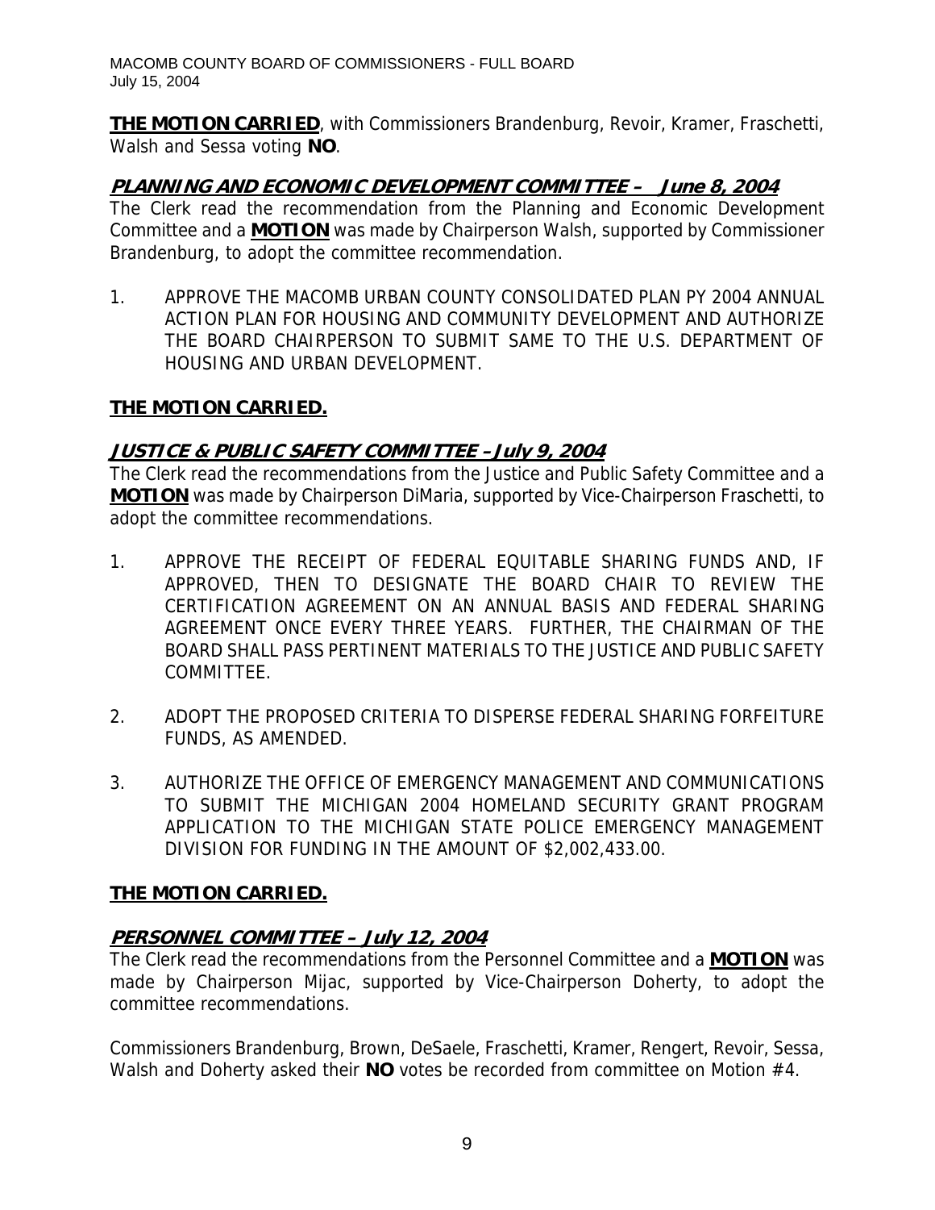**THE MOTION CARRIED**, with Commissioners Brandenburg, Revoir, Kramer, Fraschetti, Walsh and Sessa voting **NO**.

## ***PLANNING AND ECONOMIC DEVELOPMENT COMMITTEE – June 8, 2004***

The Clerk read the recommendation from the Planning and Economic Development Committee and a **MOTION** was made by Chairperson Walsh, supported by Commissioner Brandenburg, to adopt the committee recommendation.

1. APPROVE THE MACOMB URBAN COUNTY CONSOLIDATED PLAN PY 2004 ANNUAL ACTION PLAN FOR HOUSING AND COMMUNITY DEVELOPMENT AND AUTHORIZE THE BOARD CHAIRPERSON TO SUBMIT SAME TO THE U.S. DEPARTMENT OF HOUSING AND URBAN DEVELOPMENT.

**THE MOTION CARRIED.**

## ***JUSTICE & PUBLIC SAFETY COMMITTEE – July 9, 2004***

The Clerk read the recommendations from the Justice and Public Safety Committee and a **MOTION** was made by Chairperson DiMaria, supported by Vice-Chairperson Fraschetti, to adopt the committee recommendations.

1. APPROVE THE RECEIPT OF FEDERAL EQUITABLE SHARING FUNDS AND, IF APPROVED, THEN TO DESIGNATE THE BOARD CHAIR TO REVIEW THE CERTIFICATION AGREEMENT ON AN ANNUAL BASIS AND FEDERAL SHARING AGREEMENT ONCE EVERY THREE YEARS. FURTHER, THE CHAIRMAN OF THE BOARD SHALL PASS PERTINENT MATERIALS TO THE JUSTICE AND PUBLIC SAFETY COMMITTEE.

2. ADOPT THE PROPOSED CRITERIA TO DISPERSE FEDERAL SHARING FORFEITURE FUNDS, AS AMENDED.

3. AUTHORIZE THE OFFICE OF EMERGENCY MANAGEMENT AND COMMUNICATIONS TO SUBMIT THE MICHIGAN 2004 HOMELAND SECURITY GRANT PROGRAM APPLICATION TO THE MICHIGAN STATE POLICE EMERGENCY MANAGEMENT DIVISION FOR FUNDING IN THE AMOUNT OF $2,002,433.00.

**THE MOTION CARRIED.**

## ***PERSONNEL COMMITTEE – July 12, 2004***

The Clerk read the recommendations from the Personnel Committee and a **MOTION** was made by Chairperson Mijac, supported by Vice-Chairperson Doherty, to adopt the committee recommendations.

Commissioners Brandenburg, Brown, DeSaele, Fraschetti, Kramer, Rengert, Revoir, Sessa, Walsh and Doherty asked their **NO** votes be recorded from committee on Motion #4.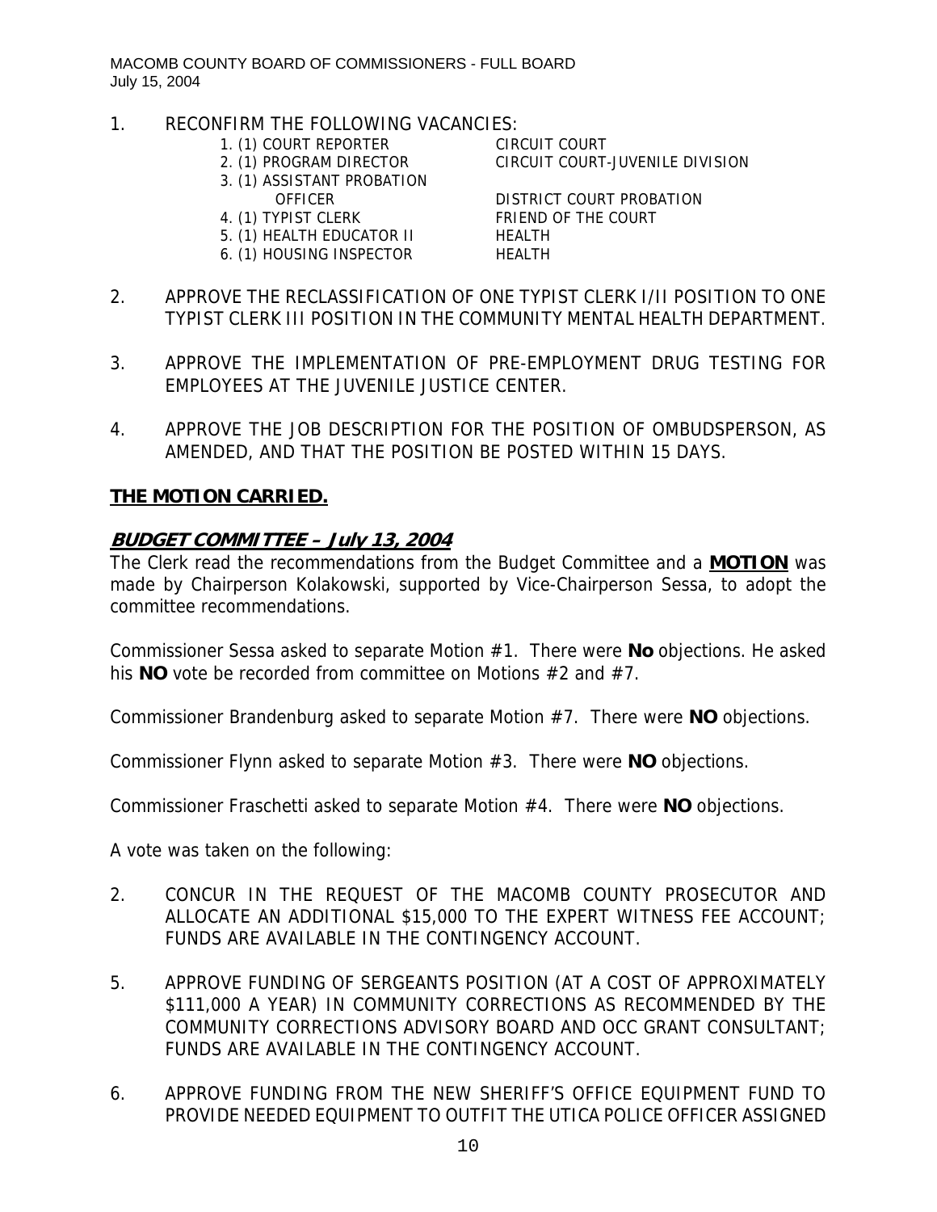1. RECONFIRM THE FOLLOWING VACANCIES:

| | |
|---|---|
| 1. (1) COURT REPORTER | CIRCUIT COURT |
| 2. (1) PROGRAM DIRECTOR | CIRCUIT COURT-JUVENILE DIVISION |
| 3. (1) ASSISTANT PROBATION OFFICER | DISTRICT COURT PROBATION |
| 4. (1) TYPIST CLERK | FRIEND OF THE COURT |
| 5. (1) HEALTH EDUCATOR II | HEALTH |
| 6. (1) HOUSING INSPECTOR | HEALTH |

2. APPROVE THE RECLASSIFICATION OF ONE TYPIST CLERK I/II POSITION TO ONE TYPIST CLERK III POSITION IN THE COMMUNITY MENTAL HEALTH DEPARTMENT.

3. APPROVE THE IMPLEMENTATION OF PRE-EMPLOYMENT DRUG TESTING FOR EMPLOYEES AT THE JUVENILE JUSTICE CENTER.

4. APPROVE THE JOB DESCRIPTION FOR THE POSITION OF OMBUDSPERSON, AS AMENDED, AND THAT THE POSITION BE POSTED WITHIN 15 DAYS.

**THE MOTION CARRIED.**

## ***BUDGET COMMITTEE – July 13, 2004***

The Clerk read the recommendations from the Budget Committee and a **MOTION** was made by Chairperson Kolakowski, supported by Vice-Chairperson Sessa, to adopt the committee recommendations.

Commissioner Sessa asked to separate Motion #1. There were **No** objections. He asked his **NO** vote be recorded from committee on Motions #2 and #7.

Commissioner Brandenburg asked to separate Motion #7. There were **NO** objections.

Commissioner Flynn asked to separate Motion #3. There were **NO** objections.

Commissioner Fraschetti asked to separate Motion #4. There were **NO** objections.

A vote was taken on the following:

2. CONCUR IN THE REQUEST OF THE MACOMB COUNTY PROSECUTOR AND ALLOCATE AN ADDITIONAL $15,000 TO THE EXPERT WITNESS FEE ACCOUNT; FUNDS ARE AVAILABLE IN THE CONTINGENCY ACCOUNT.

5. APPROVE FUNDING OF SERGEANTS POSITION (AT A COST OF APPROXIMATELY $111,000 A YEAR) IN COMMUNITY CORRECTIONS AS RECOMMENDED BY THE COMMUNITY CORRECTIONS ADVISORY BOARD AND OCC GRANT CONSULTANT; FUNDS ARE AVAILABLE IN THE CONTINGENCY ACCOUNT.

6. APPROVE FUNDING FROM THE NEW SHERIFF'S OFFICE EQUIPMENT FUND TO PROVIDE NEEDED EQUIPMENT TO OUTFIT THE UTICA POLICE OFFICER ASSIGNED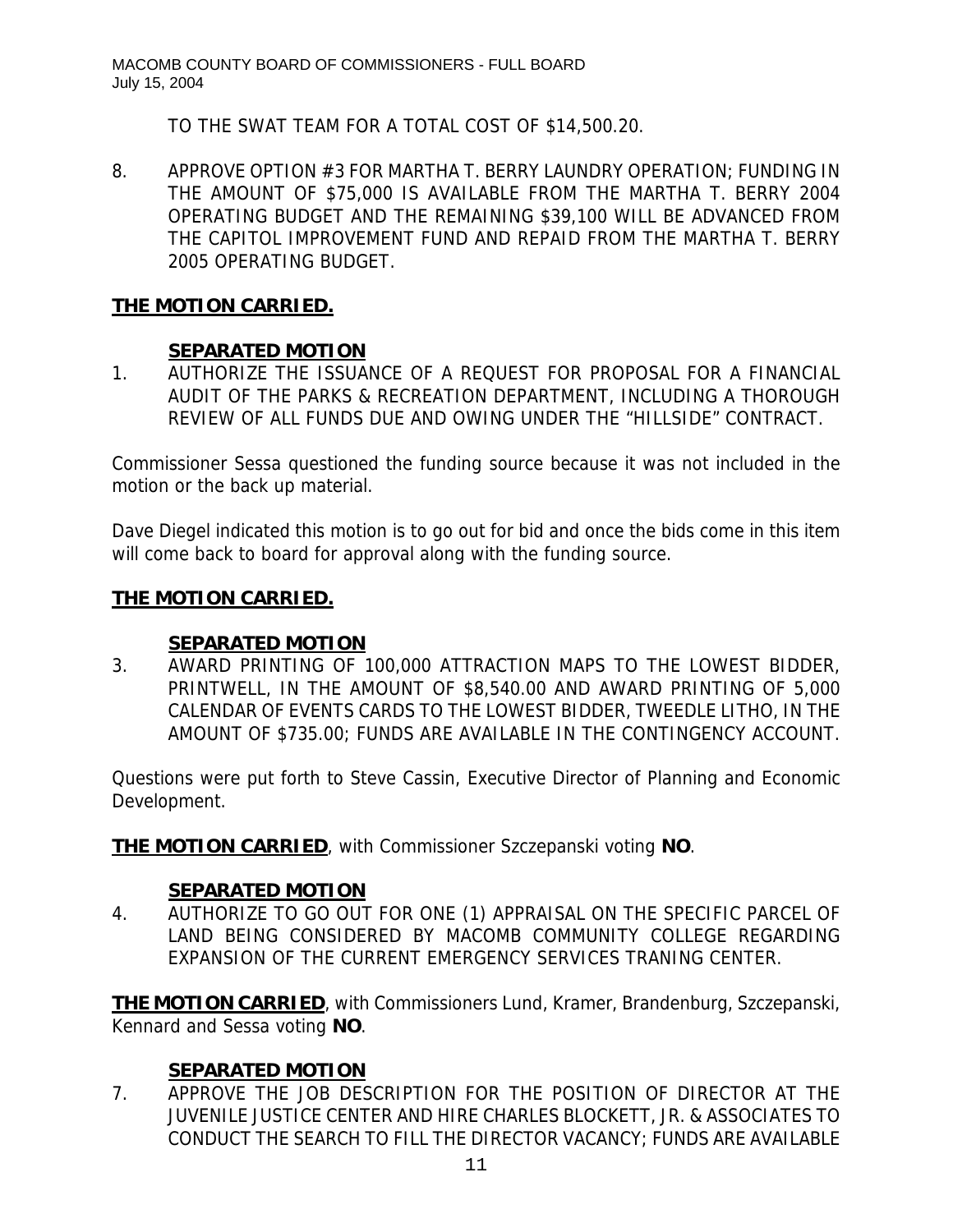TO THE SWAT TEAM FOR A TOTAL COST OF $14,500.20.

8. APPROVE OPTION #3 FOR MARTHA T. BERRY LAUNDRY OPERATION; FUNDING IN THE AMOUNT OF $75,000 IS AVAILABLE FROM THE MARTHA T. BERRY 2004 OPERATING BUDGET AND THE REMAINING $39,100 WILL BE ADVANCED FROM THE CAPITOL IMPROVEMENT FUND AND REPAID FROM THE MARTHA T. BERRY 2005 OPERATING BUDGET.

**THE MOTION CARRIED.**

**SEPARATED MOTION**

1. AUTHORIZE THE ISSUANCE OF A REQUEST FOR PROPOSAL FOR A FINANCIAL AUDIT OF THE PARKS & RECREATION DEPARTMENT, INCLUDING A THOROUGH REVIEW OF ALL FUNDS DUE AND OWING UNDER THE "HILLSIDE" CONTRACT.

Commissioner Sessa questioned the funding source because it was not included in the motion or the back up material.

Dave Diegel indicated this motion is to go out for bid and once the bids come in this item will come back to board for approval along with the funding source.

**THE MOTION CARRIED.**

**SEPARATED MOTION**

3. AWARD PRINTING OF 100,000 ATTRACTION MAPS TO THE LOWEST BIDDER, PRINTWELL, IN THE AMOUNT OF $8,540.00 AND AWARD PRINTING OF 5,000 CALENDAR OF EVENTS CARDS TO THE LOWEST BIDDER, TWEEDLE LITHO, IN THE AMOUNT OF $735.00; FUNDS ARE AVAILABLE IN THE CONTINGENCY ACCOUNT.

Questions were put forth to Steve Cassin, Executive Director of Planning and Economic Development.

**THE MOTION CARRIED**, with Commissioner Szczepanski voting **NO**.

**SEPARATED MOTION**

4. AUTHORIZE TO GO OUT FOR ONE (1) APPRAISAL ON THE SPECIFIC PARCEL OF LAND BEING CONSIDERED BY MACOMB COMMUNITY COLLEGE REGARDING EXPANSION OF THE CURRENT EMERGENCY SERVICES TRANING CENTER.

**THE MOTION CARRIED**, with Commissioners Lund, Kramer, Brandenburg, Szczepanski, Kennard and Sessa voting **NO**.

**SEPARATED MOTION**

7. APPROVE THE JOB DESCRIPTION FOR THE POSITION OF DIRECTOR AT THE JUVENILE JUSTICE CENTER AND HIRE CHARLES BLOCKETT, JR. & ASSOCIATES TO CONDUCT THE SEARCH TO FILL THE DIRECTOR VACANCY; FUNDS ARE AVAILABLE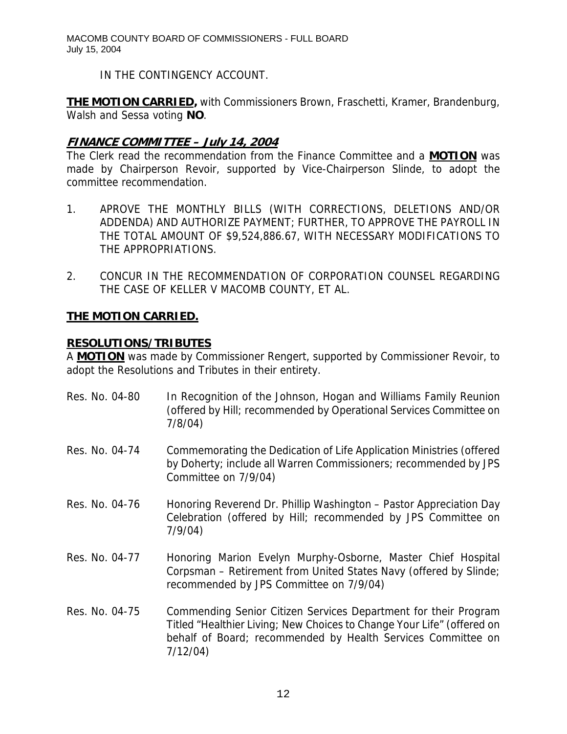IN THE CONTINGENCY ACCOUNT.

**THE MOTION CARRIED,** with Commissioners Brown, Fraschetti, Kramer, Brandenburg, Walsh and Sessa voting **NO**.

## ***FINANCE COMMITTEE – July 14, 2004***

The Clerk read the recommendation from the Finance Committee and a **MOTION** was made by Chairperson Revoir, supported by Vice-Chairperson Slinde, to adopt the committee recommendation.

1. APROVE THE MONTHLY BILLS (WITH CORRECTIONS, DELETIONS AND/OR ADDENDA) AND AUTHORIZE PAYMENT; FURTHER, TO APPROVE THE PAYROLL IN THE TOTAL AMOUNT OF $9,524,886.67, WITH NECESSARY MODIFICATIONS TO THE APPROPRIATIONS.

2. CONCUR IN THE RECOMMENDATION OF CORPORATION COUNSEL REGARDING THE CASE OF KELLER V MACOMB COUNTY, ET AL.

**THE MOTION CARRIED.**

## **RESOLUTIONS/TRIBUTES**

A **MOTION** was made by Commissioner Rengert, supported by Commissioner Revoir, to adopt the Resolutions and Tributes in their entirety.

Res. No. 04-80 In Recognition of the Johnson, Hogan and Williams Family Reunion (offered by Hill; recommended by Operational Services Committee on 7/8/04)

Res. No. 04-74 Commemorating the Dedication of Life Application Ministries (offered by Doherty; include all Warren Commissioners; recommended by JPS Committee on 7/9/04)

Res. No. 04-76 Honoring Reverend Dr. Phillip Washington – Pastor Appreciation Day Celebration (offered by Hill; recommended by JPS Committee on 7/9/04)

Res. No. 04-77 Honoring Marion Evelyn Murphy-Osborne, Master Chief Hospital Corpsman – Retirement from United States Navy (offered by Slinde; recommended by JPS Committee on 7/9/04)

Res. No. 04-75 Commending Senior Citizen Services Department for their Program Titled "Healthier Living; New Choices to Change Your Life" (offered on behalf of Board; recommended by Health Services Committee on 7/12/04)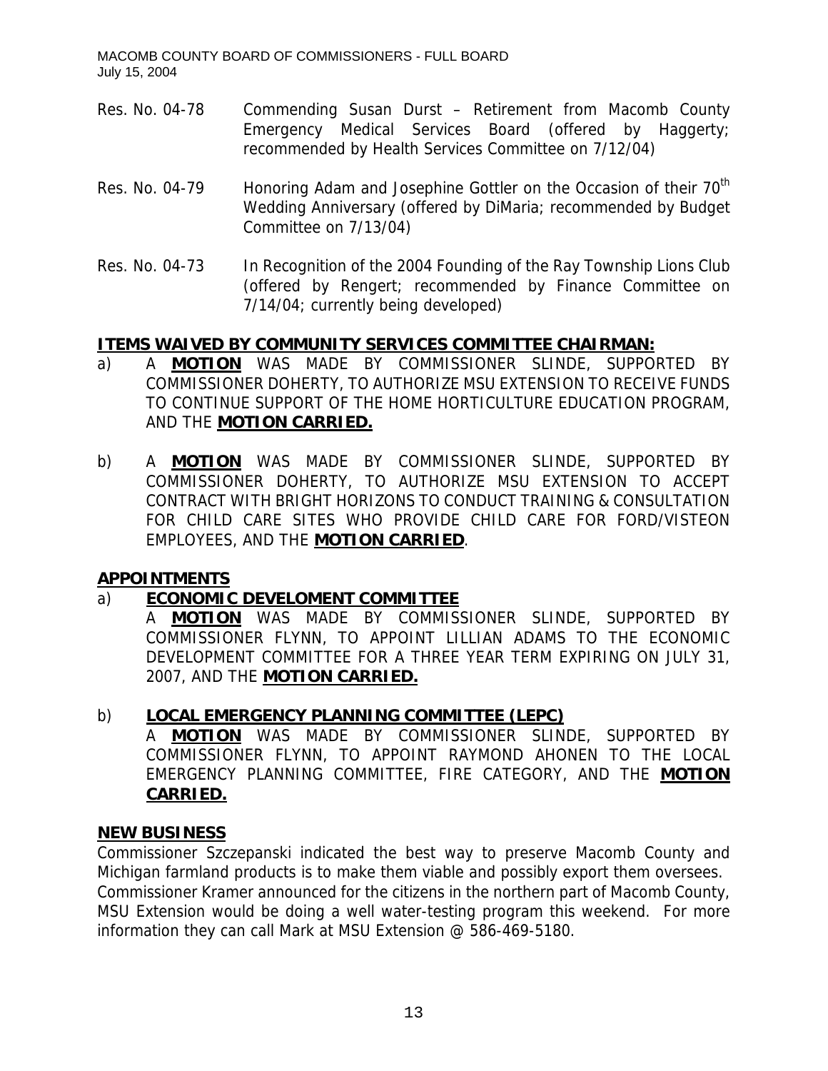Res. No. 04-78 Commending Susan Durst – Retirement from Macomb County Emergency Medical Services Board (offered by Haggerty; recommended by Health Services Committee on 7/12/04)

Res. No. 04-79 Honoring Adam and Josephine Gottler on the Occasion of their 70th Wedding Anniversary (offered by DiMaria; recommended by Budget Committee on 7/13/04)

Res. No. 04-73 In Recognition of the 2004 Founding of the Ray Township Lions Club (offered by Rengert; recommended by Finance Committee on 7/14/04; currently being developed)

## ITEMS WAIVED BY COMMUNITY SERVICES COMMITTEE CHAIRMAN:

a) A **MOTION** WAS MADE BY COMMISSIONER SLINDE, SUPPORTED BY COMMISSIONER DOHERTY, TO AUTHORIZE MSU EXTENSION TO RECEIVE FUNDS TO CONTINUE SUPPORT OF THE HOME HORTICULTURE EDUCATION PROGRAM, AND THE **MOTION CARRIED.**

b) A **MOTION** WAS MADE BY COMMISSIONER SLINDE, SUPPORTED BY COMMISSIONER DOHERTY, TO AUTHORIZE MSU EXTENSION TO ACCEPT CONTRACT WITH BRIGHT HORIZONS TO CONDUCT TRAINING & CONSULTATION FOR CHILD CARE SITES WHO PROVIDE CHILD CARE FOR FORD/VISTEON EMPLOYEES, AND THE **MOTION CARRIED**.

## APPOINTMENTS

a) **ECONOMIC DEVELOMENT COMMITTEE**

A **MOTION** WAS MADE BY COMMISSIONER SLINDE, SUPPORTED BY COMMISSIONER FLYNN, TO APPOINT LILLIAN ADAMS TO THE ECONOMIC DEVELOPMENT COMMITTEE FOR A THREE YEAR TERM EXPIRING ON JULY 31, 2007, AND THE **MOTION CARRIED.**

b) **LOCAL EMERGENCY PLANNING COMMITTEE (LEPC)**

A **MOTION** WAS MADE BY COMMISSIONER SLINDE, SUPPORTED BY COMMISSIONER FLYNN, TO APPOINT RAYMOND AHONEN TO THE LOCAL EMERGENCY PLANNING COMMITTEE, FIRE CATEGORY, AND THE **MOTION CARRIED.**

## NEW BUSINESS

Commissioner Szczepanski indicated the best way to preserve Macomb County and Michigan farmland products is to make them viable and possibly export them oversees.
Commissioner Kramer announced for the citizens in the northern part of Macomb County, MSU Extension would be doing a well water-testing program this weekend. For more information they can call Mark at MSU Extension @ 586-469-5180.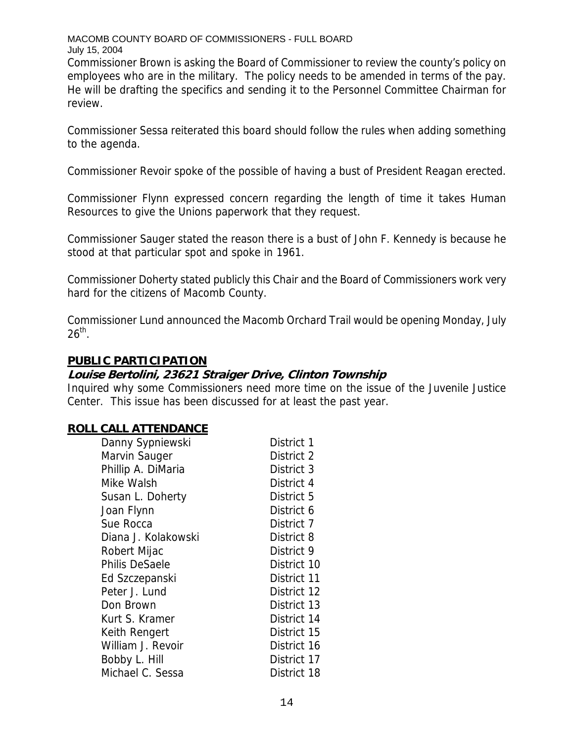Commissioner Brown is asking the Board of Commissioner to review the county's policy on employees who are in the military. The policy needs to be amended in terms of the pay. He will be drafting the specifics and sending it to the Personnel Committee Chairman for review.

Commissioner Sessa reiterated this board should follow the rules when adding something to the agenda.

Commissioner Revoir spoke of the possible of having a bust of President Reagan erected.

Commissioner Flynn expressed concern regarding the length of time it takes Human Resources to give the Unions paperwork that they request.

Commissioner Sauger stated the reason there is a bust of John F. Kennedy is because he stood at that particular spot and spoke in 1961.

Commissioner Doherty stated publicly this Chair and the Board of Commissioners work very hard for the citizens of Macomb County.

Commissioner Lund announced the Macomb Orchard Trail would be opening Monday, July 26th.

## PUBLIC PARTICIPATION

***Louise Bertolini, 23621 Straiger Drive, Clinton Township***

Inquired why some Commissioners need more time on the issue of the Juvenile Justice Center. This issue has been discussed for at least the past year.

## ROLL CALL ATTENDANCE

| | |
|---|---|
| Danny Sypniewski | District 1 |
| Marvin Sauger | District 2 |
| Phillip A. DiMaria | District 3 |
| Mike Walsh | District 4 |
| Susan L. Doherty | District 5 |
| Joan Flynn | District 6 |
| Sue Rocca | District 7 |
| Diana J. Kolakowski | District 8 |
| Robert Mijac | District 9 |
| Philis DeSaele | District 10 |
| Ed Szczepanski | District 11 |
| Peter J. Lund | District 12 |
| Don Brown | District 13 |
| Kurt S. Kramer | District 14 |
| Keith Rengert | District 15 |
| William J. Revoir | District 16 |
| Bobby L. Hill | District 17 |
| Michael C. Sessa | District 18 |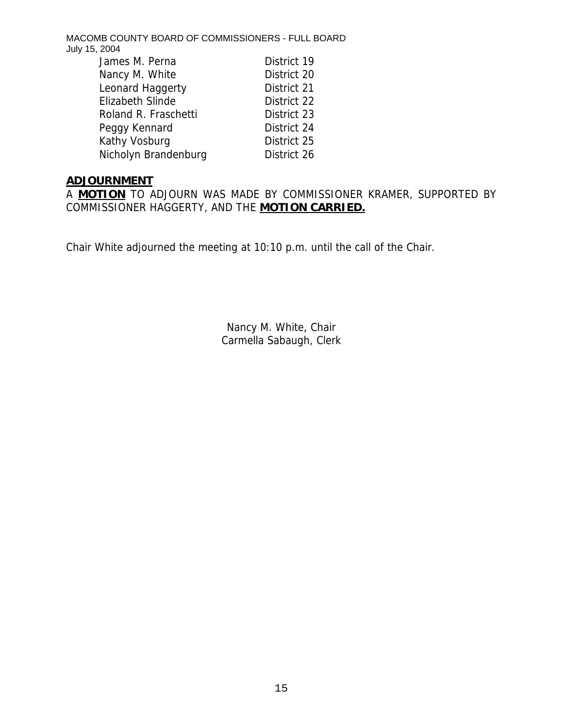| | |
|---|---|
| James M. Perna | District 19 |
| Nancy M. White | District 20 |
| Leonard Haggerty | District 21 |
| Elizabeth Slinde | District 22 |
| Roland R. Fraschetti | District 23 |
| Peggy Kennard | District 24 |
| Kathy Vosburg | District 25 |
| Nicholyn Brandenburg | District 26 |

**ADJOURNMENT**

A **MOTION** TO ADJOURN WAS MADE BY COMMISSIONER KRAMER, SUPPORTED BY COMMISSIONER HAGGERTY, AND THE **MOTION CARRIED.**

Chair White adjourned the meeting at 10:10 p.m. until the call of the Chair.

Nancy M. White, Chair
Carmella Sabaugh, Clerk